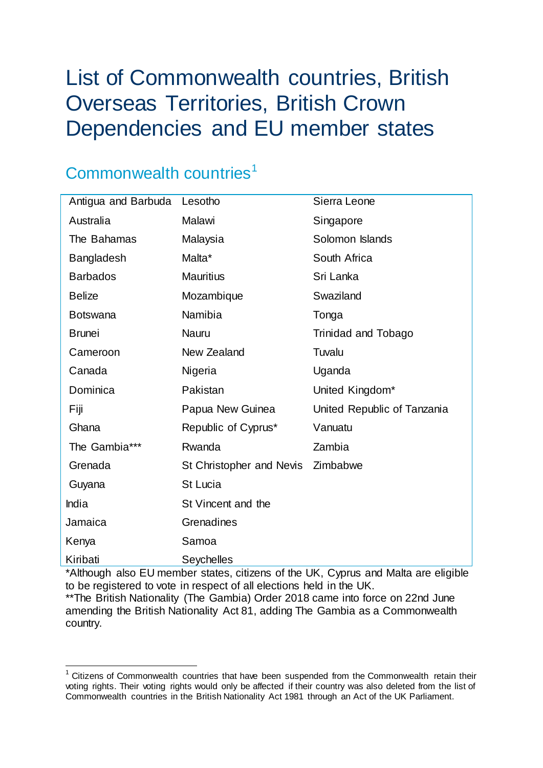# List of Commonwealth countries, British Overseas Territories, British Crown Dependencies and EU member states

## Commonwealth countries[1]

| | | |
|---|---|---|
| Antigua and Barbuda | Lesotho | Sierra Leone |
| Australia | Malawi | Singapore |
| The Bahamas | Malaysia | Solomon Islands |
| Bangladesh | Malta* | South Africa |
| Barbados | Mauritius | Sri Lanka |
| Belize | Mozambique | Swaziland |
| Botswana | Namibia | Tonga |
| Brunei | Nauru | Trinidad and Tobago |
| Cameroon | New Zealand | Tuvalu |
| Canada | Nigeria | Uganda |
| Dominica | Pakistan | United Kingdom* |
| Fiji | Papua New Guinea | United Republic of Tanzania |
| Ghana | Republic of Cyprus* | Vanuatu |
| The Gambia*** | Rwanda | Zambia |
| Grenada | St Christopher and Nevis | Zimbabwe |
| Guyana | St Lucia | |
| India | St Vincent and the Grenadines | |
| Jamaica | Samoa | |
| Kenya | Seychelles | |
| Kiribati | | |

*Although also EU member states, citizens of the UK, Cyprus and Malta are eligible to be registered to vote in respect of all elections held in the UK.
**The British Nationality (The Gambia) Order 2018 came into force on 22nd June amending the British Nationality Act 81, adding The Gambia as a Commonwealth country.

[1] Citizens of Commonwealth countries that have been suspended from the Commonwealth retain their voting rights. Their voting rights would only be affected if their country was also deleted from the list of Commonwealth countries in the British Nationality Act 1981 through an Act of the UK Parliament.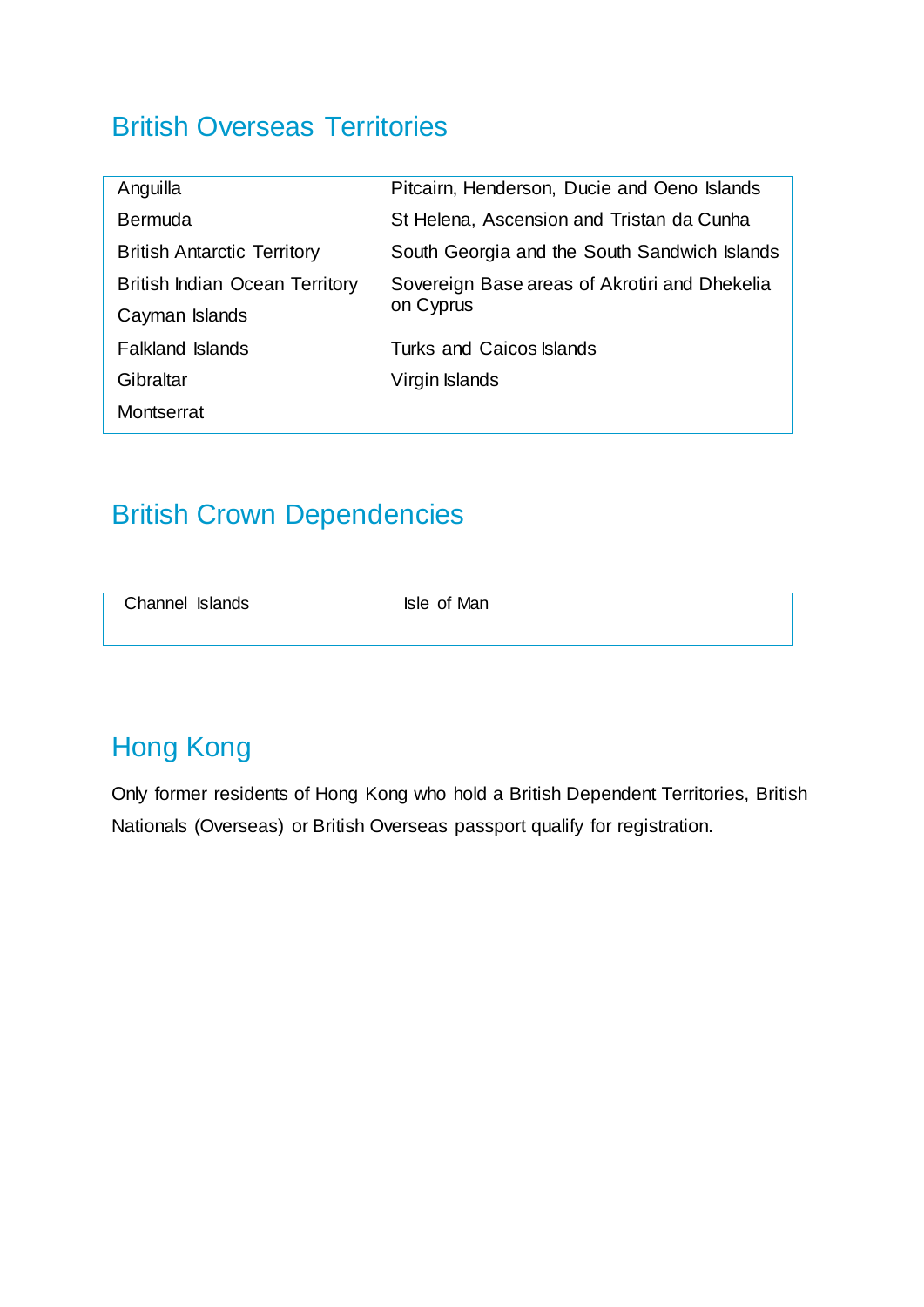## British Overseas Territories

| | |
|---|---|
| Anguilla | Pitcairn, Henderson, Ducie and Oeno Islands |
| Bermuda | St Helena, Ascension and Tristan da Cunha |
| British Antarctic Territory | South Georgia and the South Sandwich Islands |
| British Indian Ocean Territory | Sovereign Base areas of Akrotiri and Dhekelia on Cyprus |
| Cayman Islands | |
| Falkland Islands | Turks and Caicos Islands |
| Gibraltar | Virgin Islands |
| Montserrat | |

## British Crown Dependencies

| | |
|---|---|
| Channel Islands | Isle of Man |

## Hong Kong

Only former residents of Hong Kong who hold a British Dependent Territories, British Nationals (Overseas) or British Overseas passport qualify for registration.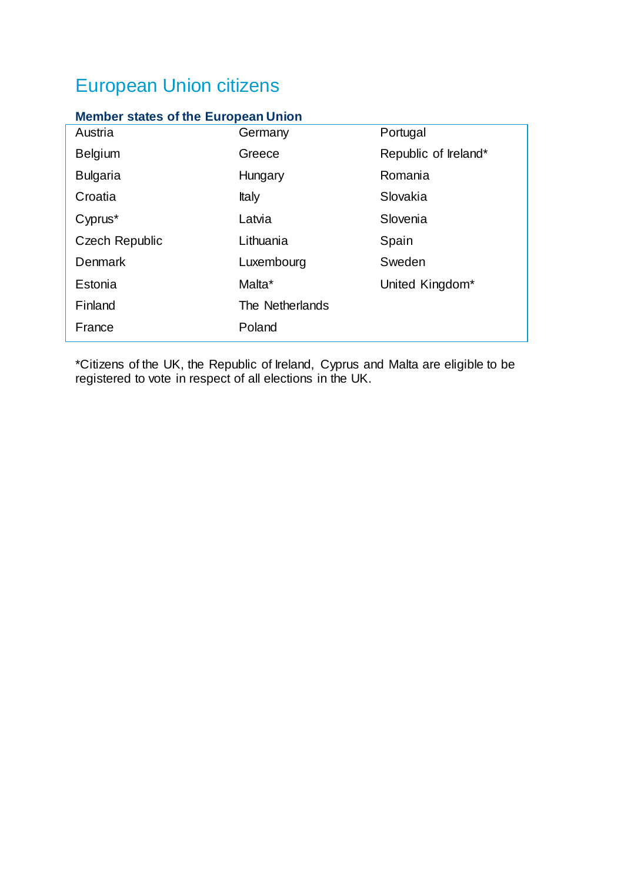# European Union citizens

### Member states of the European Union

| | | |
|---|---|---|
| Austria | Germany | Portugal |
| Belgium | Greece | Republic of Ireland* |
| Bulgaria | Hungary | Romania |
| Croatia | Italy | Slovakia |
| Cyprus* | Latvia | Slovenia |
| Czech Republic | Lithuania | Spain |
| Denmark | Luxembourg | Sweden |
| Estonia | Malta* | United Kingdom* |
| Finland | The Netherlands | |
| France | Poland | |

*Citizens of the UK, the Republic of Ireland, Cyprus and Malta are eligible to be registered to vote in respect of all elections in the UK.